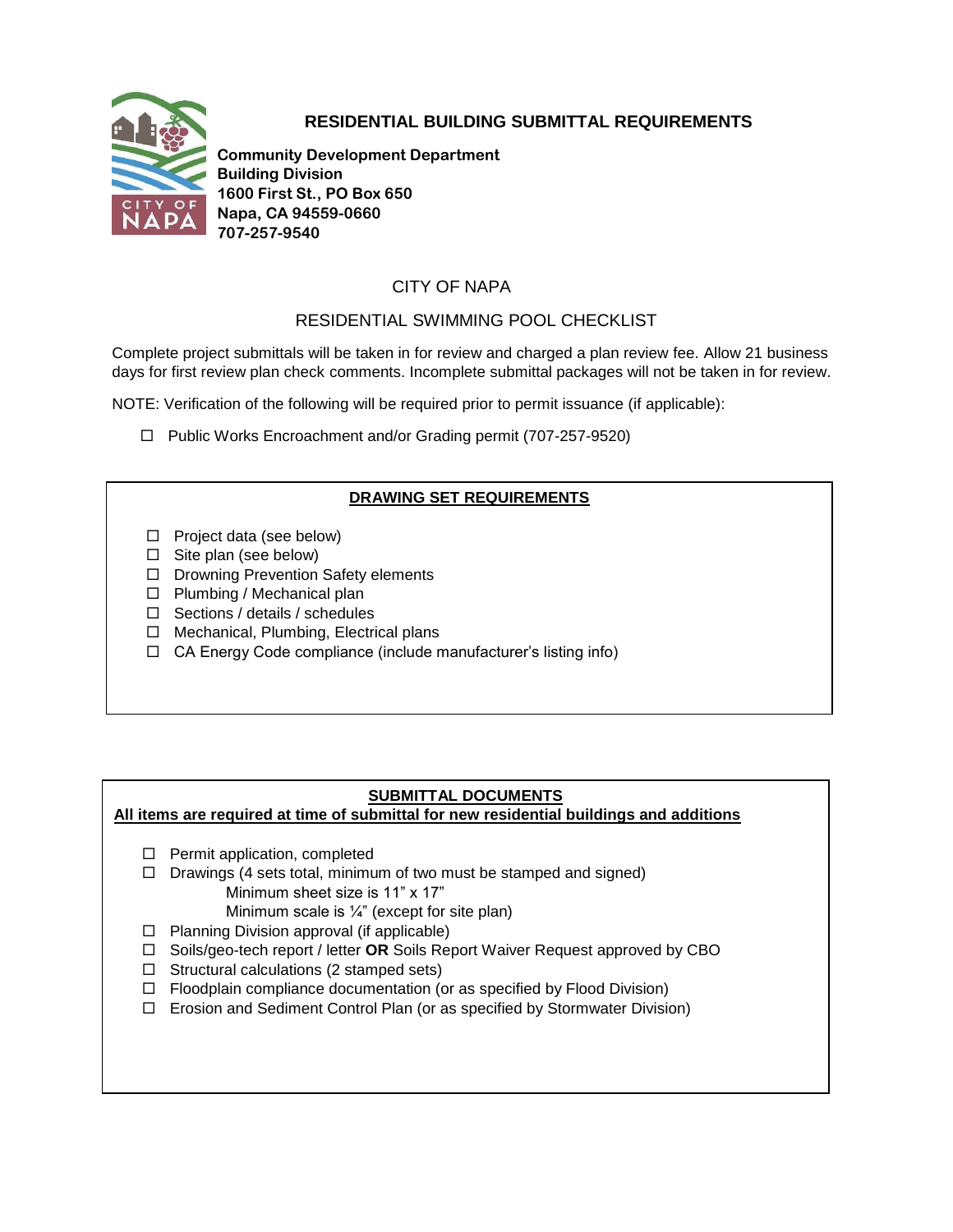# RESIDENTIAL BUILDING SUBMITTAL REQUIREMENTS

**Community Development Department**
**Building Division**
**1600 First St., PO Box 650**
**Napa, CA 94559-0660**
**707-257-9540**

## CITY OF NAPA

## RESIDENTIAL SWIMMING POOL CHECKLIST

Complete project submittals will be taken in for review and charged a plan review fee. Allow 21 business days for first review plan check comments. Incomplete submittal packages will not be taken in for review.

NOTE: Verification of the following will be required prior to permit issuance (if applicable):

- ☐ Public Works Encroachment and/or Grading permit (707-257-9520)

### DRAWING SET REQUIREMENTS

- ☐ Project data (see below)
- ☐ Site plan (see below)
- ☐ Drowning Prevention Safety elements
- ☐ Plumbing / Mechanical plan
- ☐ Sections / details / schedules
- ☐ Mechanical, Plumbing, Electrical plans
- ☐ CA Energy Code compliance (include manufacturer's listing info)

### SUBMITTAL DOCUMENTS

**All items are required at time of submittal for new residential buildings and additions**

- ☐ Permit application, completed
- ☐ Drawings (4 sets total, minimum of two must be stamped and signed)
  - Minimum sheet size is 11" x 17"
  - Minimum scale is ¼" (except for site plan)
- ☐ Planning Division approval (if applicable)
- ☐ Soils/geo-tech report / letter **OR** Soils Report Waiver Request approved by CBO
- ☐ Structural calculations (2 stamped sets)
- ☐ Floodplain compliance documentation (or as specified by Flood Division)
- ☐ Erosion and Sediment Control Plan (or as specified by Stormwater Division)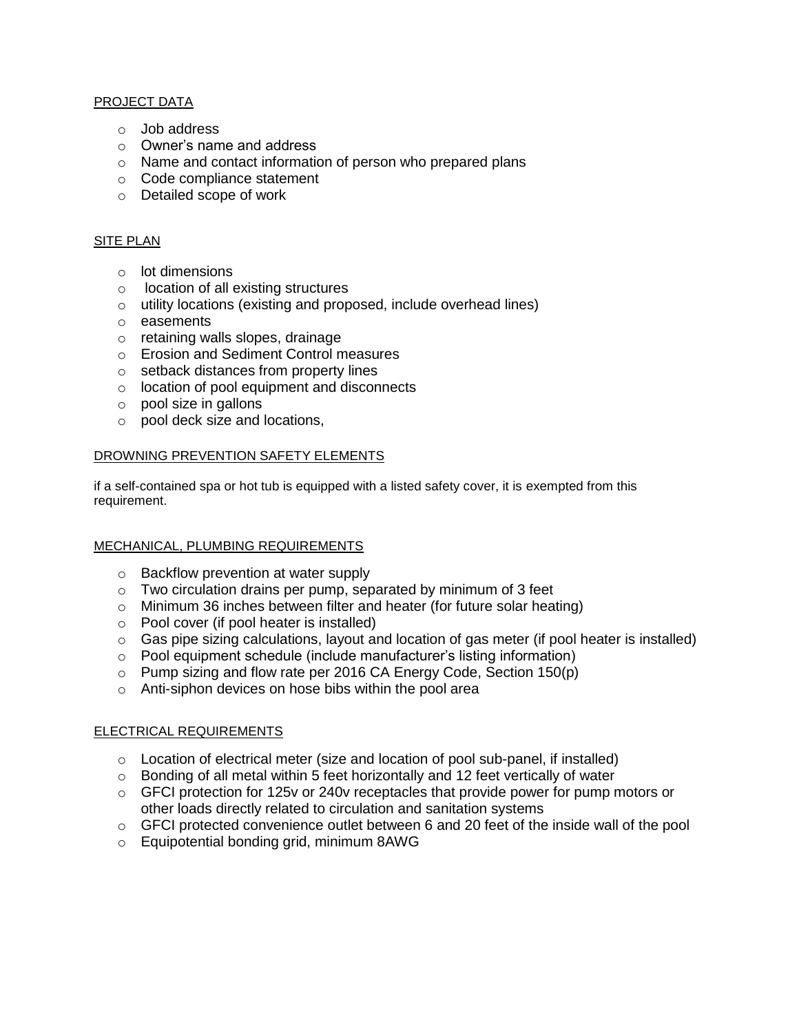PROJECT DATA

- Job address
- Owner's name and address
- Name and contact information of person who prepared plans
- Code compliance statement
- Detailed scope of work

SITE PLAN

- lot dimensions
- location of all existing structures
- utility locations (existing and proposed, include overhead lines)
- easements
- retaining walls slopes, drainage
- Erosion and Sediment Control measures
- setback distances from property lines
- location of pool equipment and disconnects
- pool size in gallons
- pool deck size and locations,

DROWNING PREVENTION SAFETY ELEMENTS

if a self-contained spa or hot tub is equipped with a listed safety cover, it is exempted from this requirement.

MECHANICAL, PLUMBING REQUIREMENTS

- Backflow prevention at water supply
- Two circulation drains per pump, separated by minimum of 3 feet
- Minimum 36 inches between filter and heater (for future solar heating)
- Pool cover (if pool heater is installed)
- Gas pipe sizing calculations, layout and location of gas meter (if pool heater is installed)
- Pool equipment schedule (include manufacturer's listing information)
- Pump sizing and flow rate per 2016 CA Energy Code, Section 150(p)
- Anti-siphon devices on hose bibs within the pool area

ELECTRICAL REQUIREMENTS

- Location of electrical meter (size and location of pool sub-panel, if installed)
- Bonding of all metal within 5 feet horizontally and 12 feet vertically of water
- GFCI protection for 125v or 240v receptacles that provide power for pump motors or other loads directly related to circulation and sanitation systems
- GFCI protected convenience outlet between 6 and 20 feet of the inside wall of the pool
- Equipotential bonding grid, minimum 8AWG